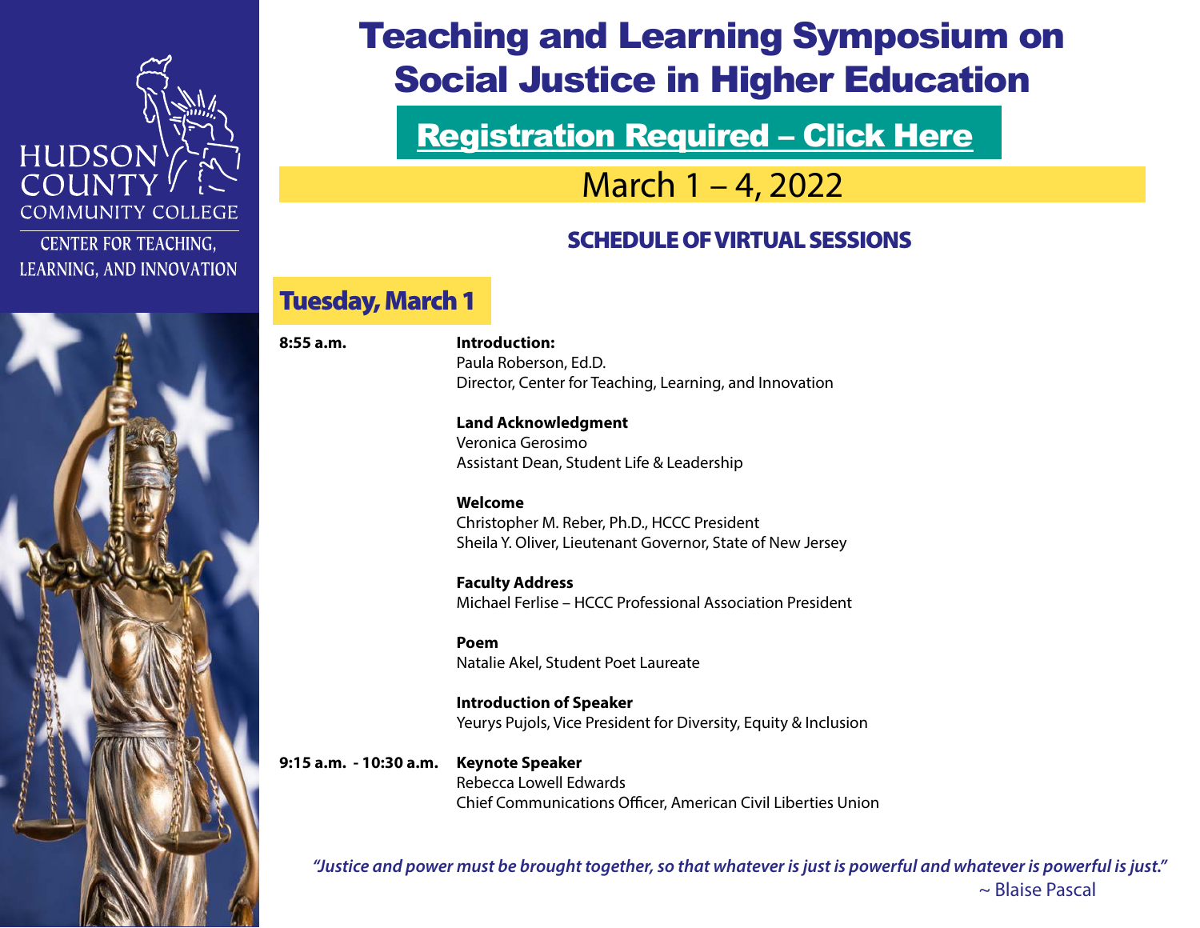HUDSON COUNTY COMMUNITY COLLEGE

CENTER FOR TEACHING, LEARNING, AND INNOVATION

# Teaching and Learning Symposium on Social Justice in Higher Education

**Registration Required – Click Here**

## March 1 – 4, 2022

### SCHEDULE OF VIRTUAL SESSIONS

### Tuesday, March 1

**8:55 a.m.**

**Introduction:**
Paula Roberson, Ed.D.
Director, Center for Teaching, Learning, and Innovation

**Land Acknowledgment**
Veronica Gerosimo
Assistant Dean, Student Life & Leadership

**Welcome**
Christopher M. Reber, Ph.D., HCCC President
Sheila Y. Oliver, Lieutenant Governor, State of New Jersey

**Faculty Address**
Michael Ferlise – HCCC Professional Association President

**Poem**
Natalie Akel, Student Poet Laureate

**Introduction of Speaker**
Yeurys Pujols, Vice President for Diversity, Equity & Inclusion

**9:15 a.m. - 10:30 a.m.**

**Keynote Speaker**
Rebecca Lowell Edwards
Chief Communications Officer, American Civil Liberties Union

*"Justice and power must be brought together, so that whatever is just is powerful and whatever is powerful is just."*
~ Blaise Pascal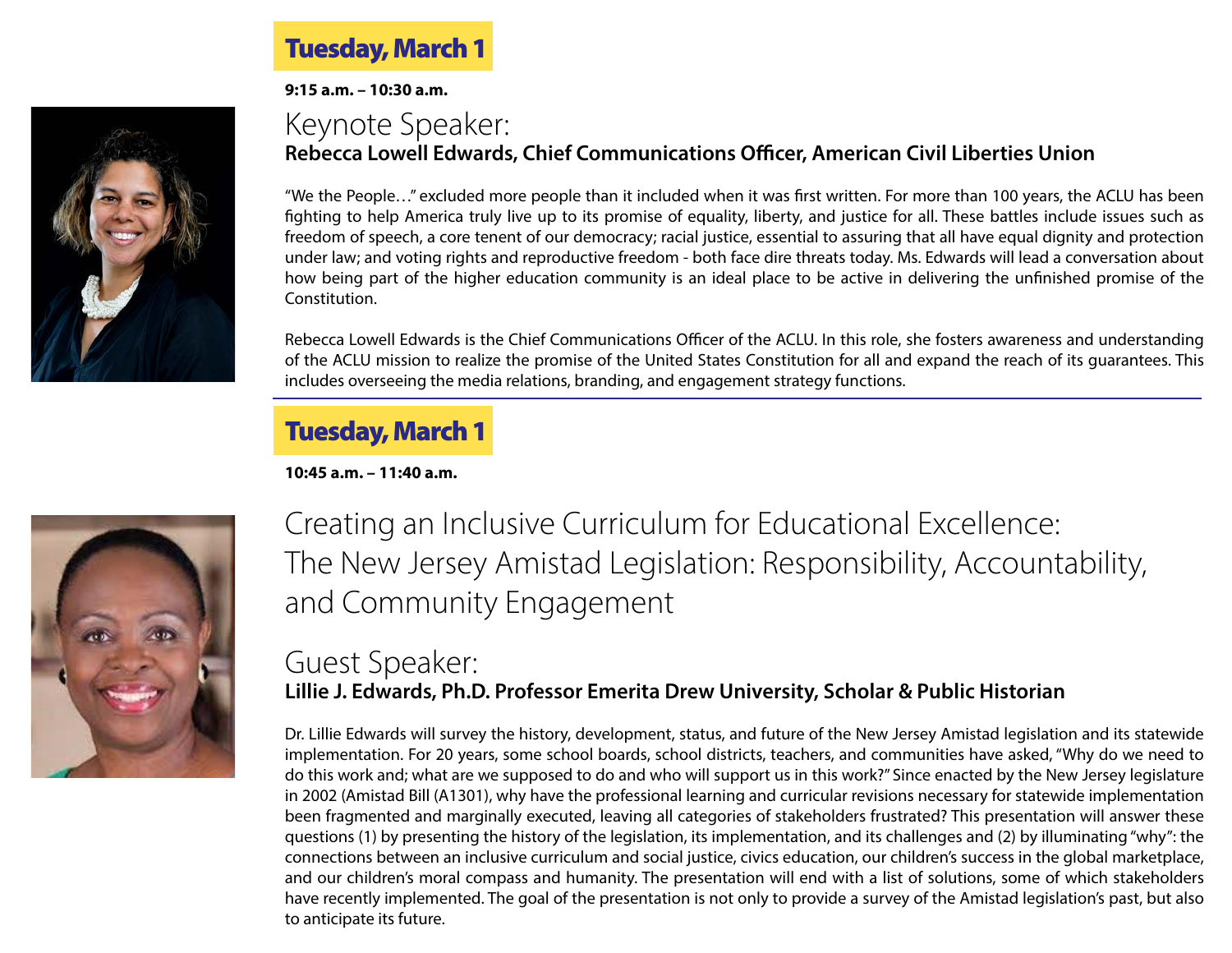## Tuesday, March 1

**9:15 a.m. – 10:30 a.m.**

### Keynote Speaker:

**Rebecca Lowell Edwards, Chief Communications Officer, American Civil Liberties Union**

"We the People…" excluded more people than it included when it was first written. For more than 100 years, the ACLU has been fighting to help America truly live up to its promise of equality, liberty, and justice for all. These battles include issues such as freedom of speech, a core tenent of our democracy; racial justice, essential to assuring that all have equal dignity and protection under law; and voting rights and reproductive freedom - both face dire threats today. Ms. Edwards will lead a conversation about how being part of the higher education community is an ideal place to be active in delivering the unfinished promise of the Constitution.

Rebecca Lowell Edwards is the Chief Communications Officer of the ACLU. In this role, she fosters awareness and understanding of the ACLU mission to realize the promise of the United States Constitution for all and expand the reach of its guarantees. This includes overseeing the media relations, branding, and engagement strategy functions.

## Tuesday, March 1

**10:45 a.m. – 11:40 a.m.**

### Creating an Inclusive Curriculum for Educational Excellence: The New Jersey Amistad Legislation: Responsibility, Accountability, and Community Engagement

### Guest Speaker:

**Lillie J. Edwards, Ph.D. Professor Emerita Drew University, Scholar & Public Historian**

Dr. Lillie Edwards will survey the history, development, status, and future of the New Jersey Amistad legislation and its statewide implementation. For 20 years, some school boards, school districts, teachers, and communities have asked, "Why do we need to do this work and; what are we supposed to do and who will support us in this work?" Since enacted by the New Jersey legislature in 2002 (Amistad Bill (A1301), why have the professional learning and curricular revisions necessary for statewide implementation been fragmented and marginally executed, leaving all categories of stakeholders frustrated? This presentation will answer these questions (1) by presenting the history of the legislation, its implementation, and its challenges and (2) by illuminating "why": the connections between an inclusive curriculum and social justice, civics education, our children's success in the global marketplace, and our children's moral compass and humanity. The presentation will end with a list of solutions, some of which stakeholders have recently implemented. The goal of the presentation is not only to provide a survey of the Amistad legislation's past, but also to anticipate its future.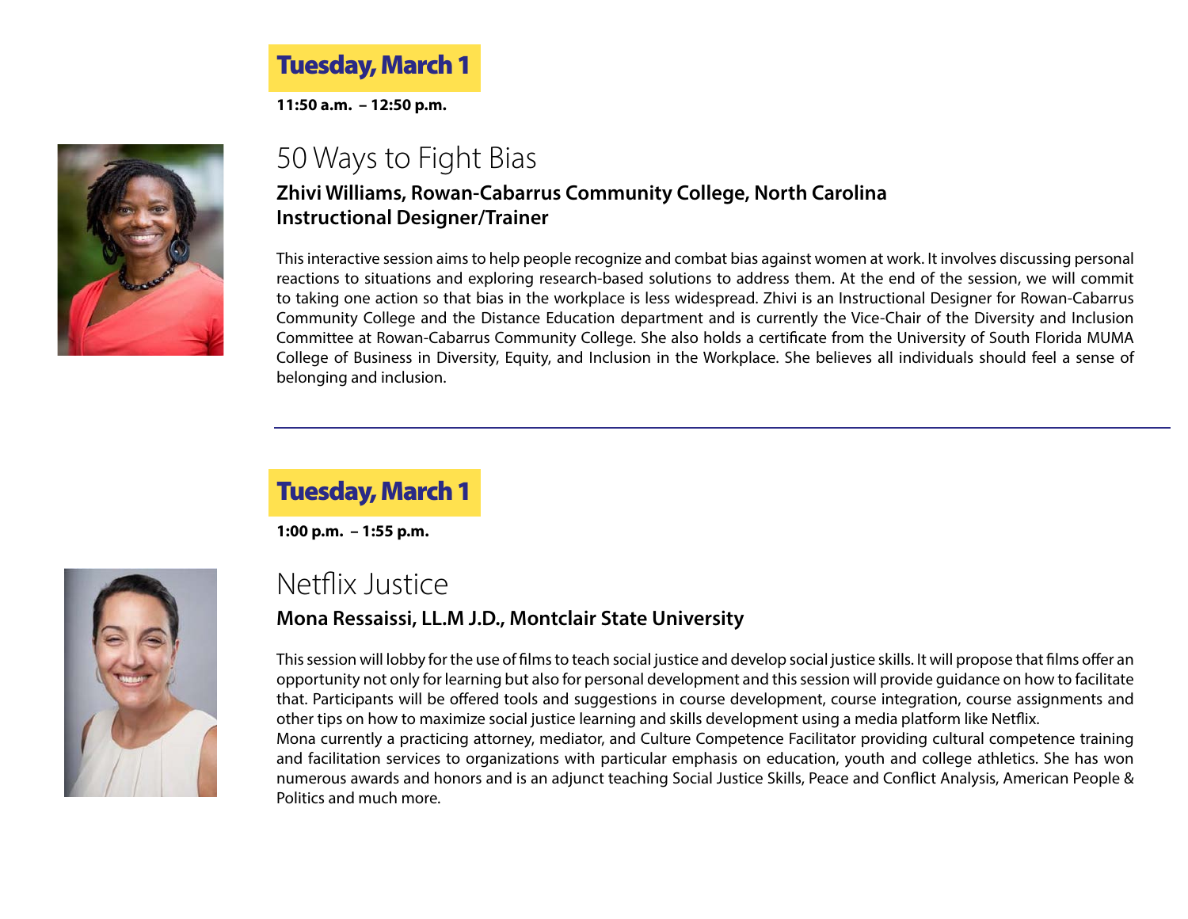## Tuesday, March 1

**11:50 a.m. – 12:50 p.m.**

# 50 Ways to Fight Bias

**Zhivi Williams, Rowan-Cabarrus Community College, North Carolina**
**Instructional Designer/Trainer**

This interactive session aims to help people recognize and combat bias against women at work. It involves discussing personal reactions to situations and exploring research-based solutions to address them. At the end of the session, we will commit to taking one action so that bias in the workplace is less widespread. Zhivi is an Instructional Designer for Rowan-Cabarrus Community College and the Distance Education department and is currently the Vice-Chair of the Diversity and Inclusion Committee at Rowan-Cabarrus Community College. She also holds a certificate from the University of South Florida MUMA College of Business in Diversity, Equity, and Inclusion in the Workplace. She believes all individuals should feel a sense of belonging and inclusion.

---

## Tuesday, March 1

**1:00 p.m. – 1:55 p.m.**

# Netflix Justice

**Mona Ressaissi, LL.M J.D., Montclair State University**

This session will lobby for the use of films to teach social justice and develop social justice skills. It will propose that films offer an opportunity not only for learning but also for personal development and this session will provide guidance on how to facilitate that. Participants will be offered tools and suggestions in course development, course integration, course assignments and other tips on how to maximize social justice learning and skills development using a media platform like Netflix.
Mona currently a practicing attorney, mediator, and Culture Competence Facilitator providing cultural competence training and facilitation services to organizations with particular emphasis on education, youth and college athletics. She has won numerous awards and honors and is an adjunct teaching Social Justice Skills, Peace and Conflict Analysis, American People & Politics and much more.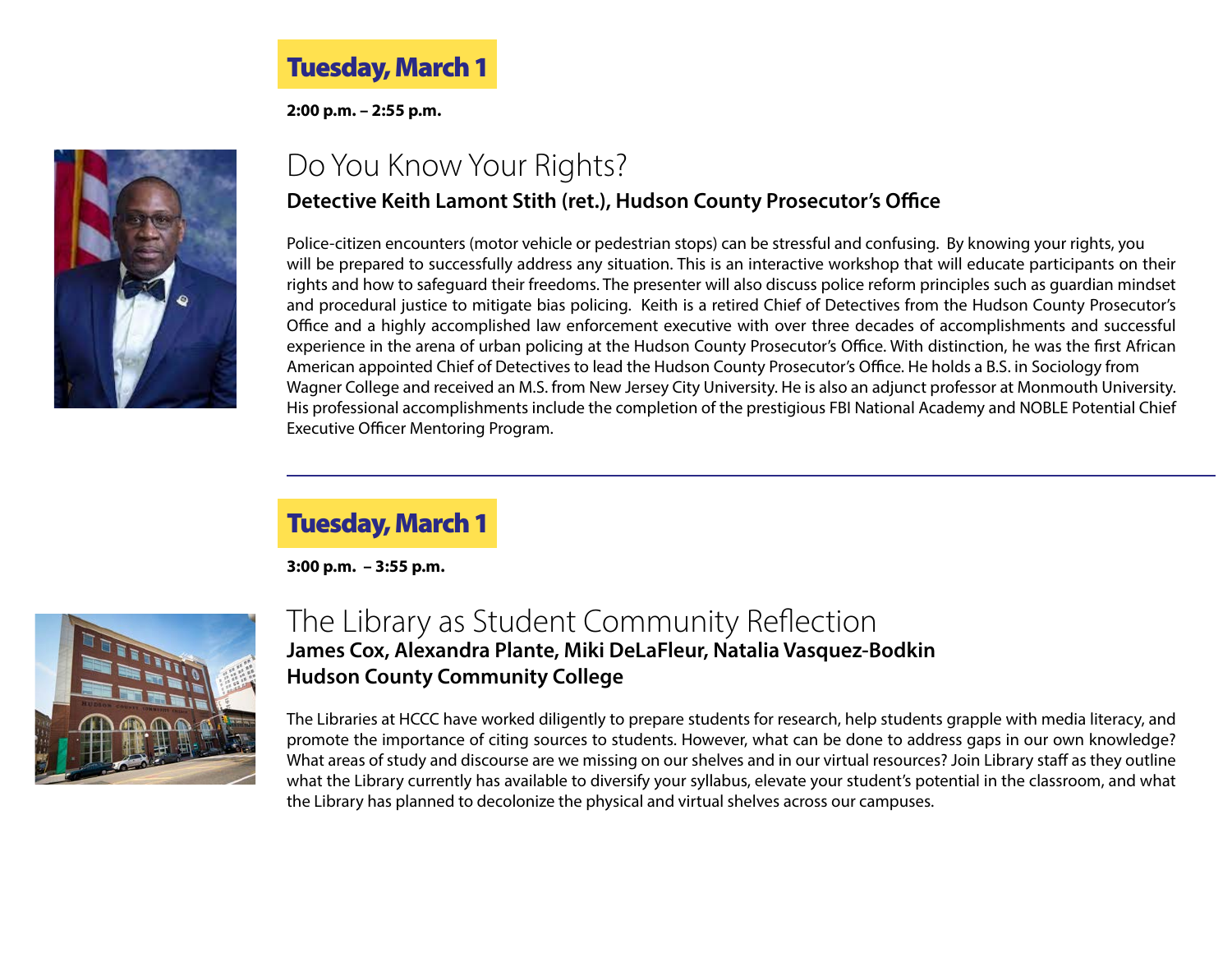## Tuesday, March 1

**2:00 p.m. – 2:55 p.m.**

# Do You Know Your Rights?

**Detective Keith Lamont Stith (ret.), Hudson County Prosecutor's Office**

Police-citizen encounters (motor vehicle or pedestrian stops) can be stressful and confusing. By knowing your rights, you will be prepared to successfully address any situation. This is an interactive workshop that will educate participants on their rights and how to safeguard their freedoms. The presenter will also discuss police reform principles such as guardian mindset and procedural justice to mitigate bias policing. Keith is a retired Chief of Detectives from the Hudson County Prosecutor's Office and a highly accomplished law enforcement executive with over three decades of accomplishments and successful experience in the arena of urban policing at the Hudson County Prosecutor's Office. With distinction, he was the first African American appointed Chief of Detectives to lead the Hudson County Prosecutor's Office. He holds a B.S. in Sociology from Wagner College and received an M.S. from New Jersey City University. He is also an adjunct professor at Monmouth University. His professional accomplishments include the completion of the prestigious FBI National Academy and NOBLE Potential Chief Executive Officer Mentoring Program.

---

## Tuesday, March 1

**3:00 p.m. – 3:55 p.m.**

# The Library as Student Community Reflection

**James Cox, Alexandra Plante, Miki DeLaFleur, Natalia Vasquez-Bodkin**
**Hudson County Community College**

The Libraries at HCCC have worked diligently to prepare students for research, help students grapple with media literacy, and promote the importance of citing sources to students. However, what can be done to address gaps in our own knowledge? What areas of study and discourse are we missing on our shelves and in our virtual resources? Join Library staff as they outline what the Library currently has available to diversify your syllabus, elevate your student's potential in the classroom, and what the Library has planned to decolonize the physical and virtual shelves across our campuses.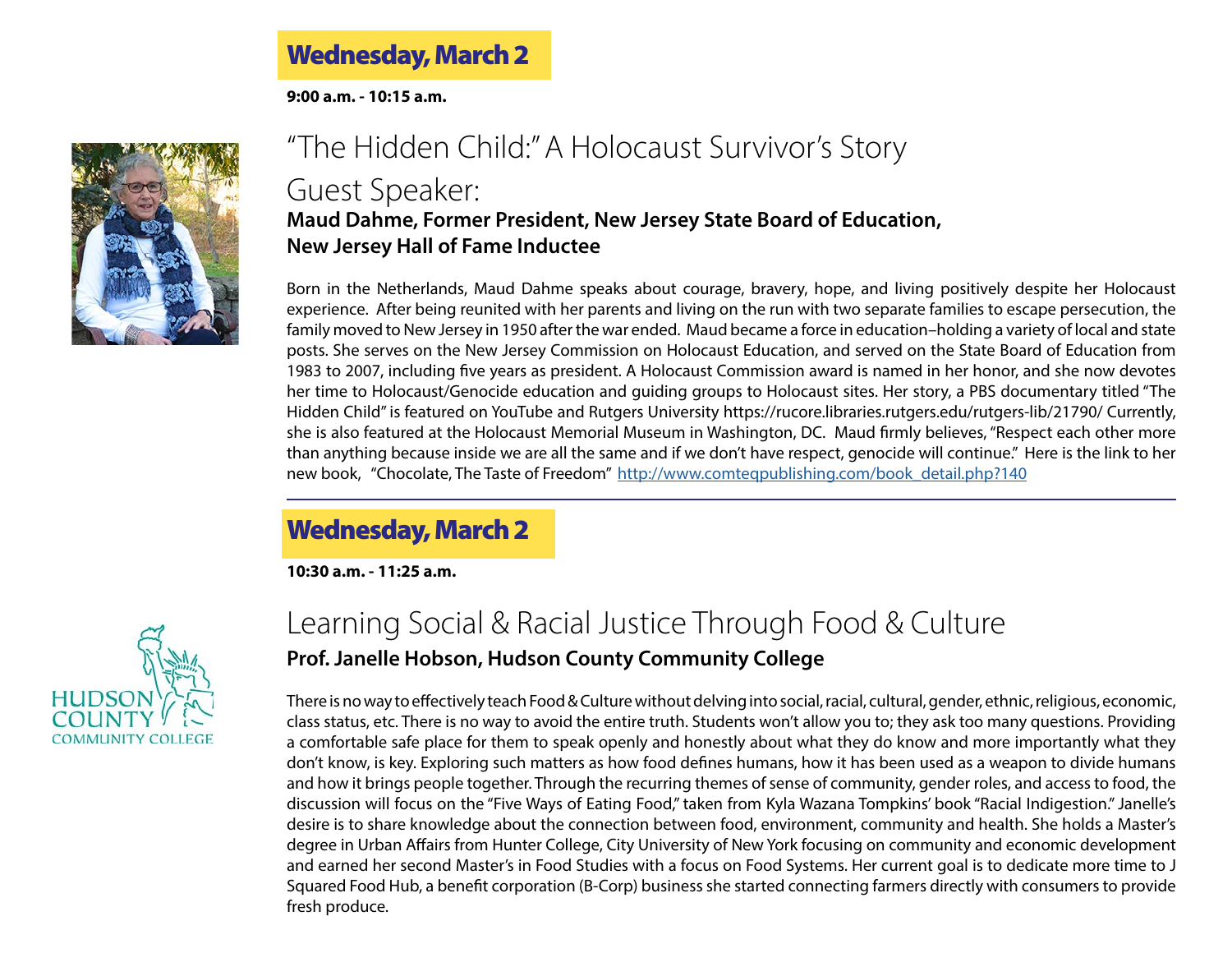## Wednesday, March 2

**9:00 a.m. - 10:15 a.m.**

# "The Hidden Child:" A Holocaust Survivor's Story

## Guest Speaker:

**Maud Dahme, Former President, New Jersey State Board of Education,**
**New Jersey Hall of Fame Inductee**

Born in the Netherlands, Maud Dahme speaks about courage, bravery, hope, and living positively despite her Holocaust experience. After being reunited with her parents and living on the run with two separate families to escape persecution, the family moved to New Jersey in 1950 after the war ended. Maud became a force in education–holding a variety of local and state posts. She serves on the New Jersey Commission on Holocaust Education, and served on the State Board of Education from 1983 to 2007, including five years as president. A Holocaust Commission award is named in her honor, and she now devotes her time to Holocaust/Genocide education and guiding groups to Holocaust sites. Her story, a PBS documentary titled "The Hidden Child" is featured on YouTube and Rutgers University https://rucore.libraries.rutgers.edu/rutgers-lib/21790/ Currently, she is also featured at the Holocaust Memorial Museum in Washington, DC. Maud firmly believes, "Respect each other more than anything because inside we are all the same and if we don't have respect, genocide will continue." Here is the link to her new book, "Chocolate, The Taste of Freedom" http://www.comteqpublishing.com/book_detail.php?140

---

## Wednesday, March 2

**10:30 a.m. - 11:25 a.m.**

# Learning Social & Racial Justice Through Food & Culture

**Prof. Janelle Hobson, Hudson County Community College**

There is no way to effectively teach Food & Culture without delving into social, racial, cultural, gender, ethnic, religious, economic, class status, etc. There is no way to avoid the entire truth. Students won't allow you to; they ask too many questions. Providing a comfortable safe place for them to speak openly and honestly about what they do know and more importantly what they don't know, is key. Exploring such matters as how food defines humans, how it has been used as a weapon to divide humans and how it brings people together. Through the recurring themes of sense of community, gender roles, and access to food, the discussion will focus on the "Five Ways of Eating Food," taken from Kyla Wazana Tompkins' book "Racial Indigestion." Janelle's desire is to share knowledge about the connection between food, environment, community and health. She holds a Master's degree in Urban Affairs from Hunter College, City University of New York focusing on community and economic development and earned her second Master's in Food Studies with a focus on Food Systems. Her current goal is to dedicate more time to J Squared Food Hub, a benefit corporation (B-Corp) business she started connecting farmers directly with consumers to provide fresh produce.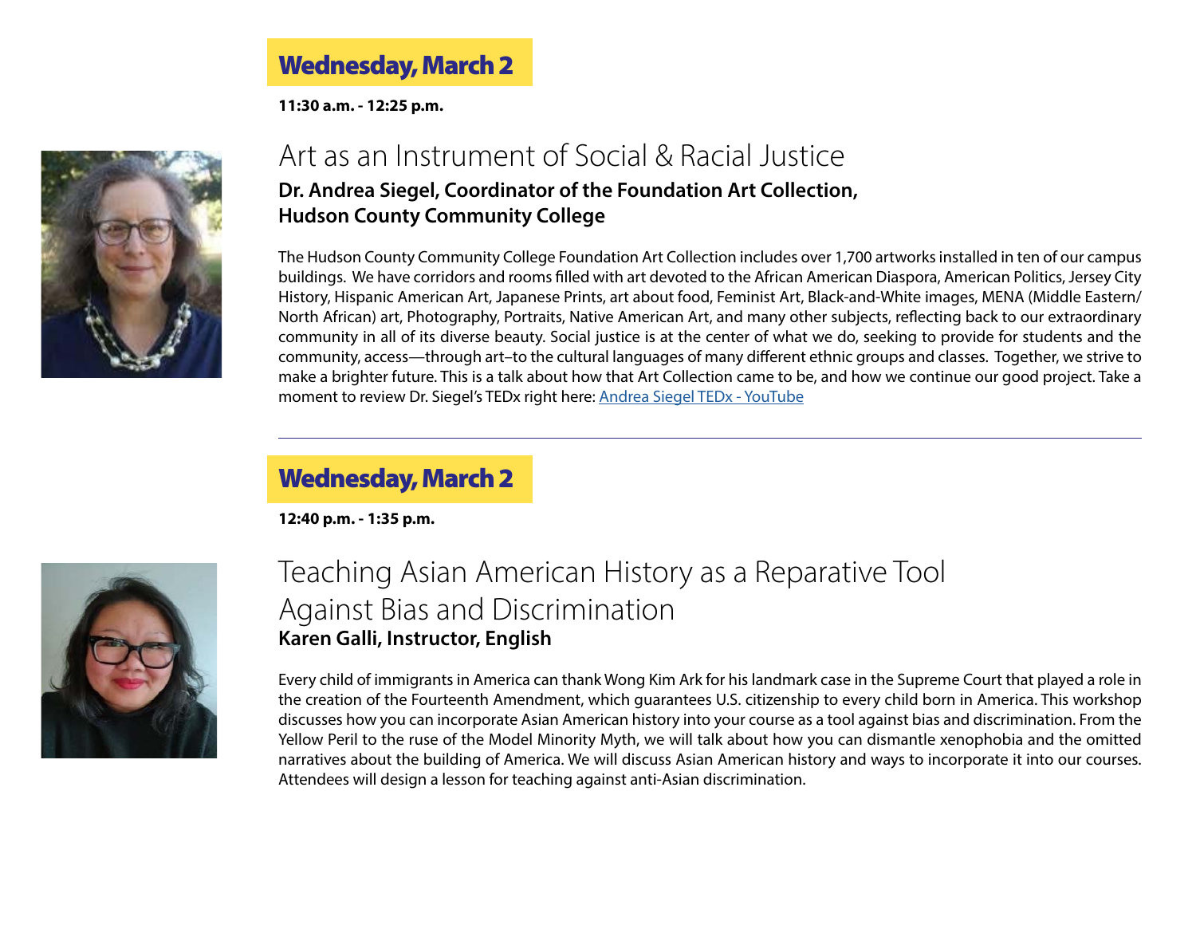## Wednesday, March 2

**11:30 a.m. - 12:25 p.m.**

# Art as an Instrument of Social & Racial Justice

**Dr. Andrea Siegel, Coordinator of the Foundation Art Collection, Hudson County Community College**

The Hudson County Community College Foundation Art Collection includes over 1,700 artworks installed in ten of our campus buildings. We have corridors and rooms filled with art devoted to the African American Diaspora, American Politics, Jersey City History, Hispanic American Art, Japanese Prints, art about food, Feminist Art, Black-and-White images, MENA (Middle Eastern/North African) art, Photography, Portraits, Native American Art, and many other subjects, reflecting back to our extraordinary community in all of its diverse beauty. Social justice is at the center of what we do, seeking to provide for students and the community, access—through art–to the cultural languages of many different ethnic groups and classes. Together, we strive to make a brighter future. This is a talk about how that Art Collection came to be, and how we continue our good project. Take a moment to review Dr. Siegel's TEDx right here: Andrea Siegel TEDx - YouTube

---

## Wednesday, March 2

**12:40 p.m. - 1:35 p.m.**

# Teaching Asian American History as a Reparative Tool Against Bias and Discrimination

**Karen Galli, Instructor, English**

Every child of immigrants in America can thank Wong Kim Ark for his landmark case in the Supreme Court that played a role in the creation of the Fourteenth Amendment, which guarantees U.S. citizenship to every child born in America. This workshop discusses how you can incorporate Asian American history into your course as a tool against bias and discrimination. From the Yellow Peril to the ruse of the Model Minority Myth, we will talk about how you can dismantle xenophobia and the omitted narratives about the building of America. We will discuss Asian American history and ways to incorporate it into our courses. Attendees will design a lesson for teaching against anti-Asian discrimination.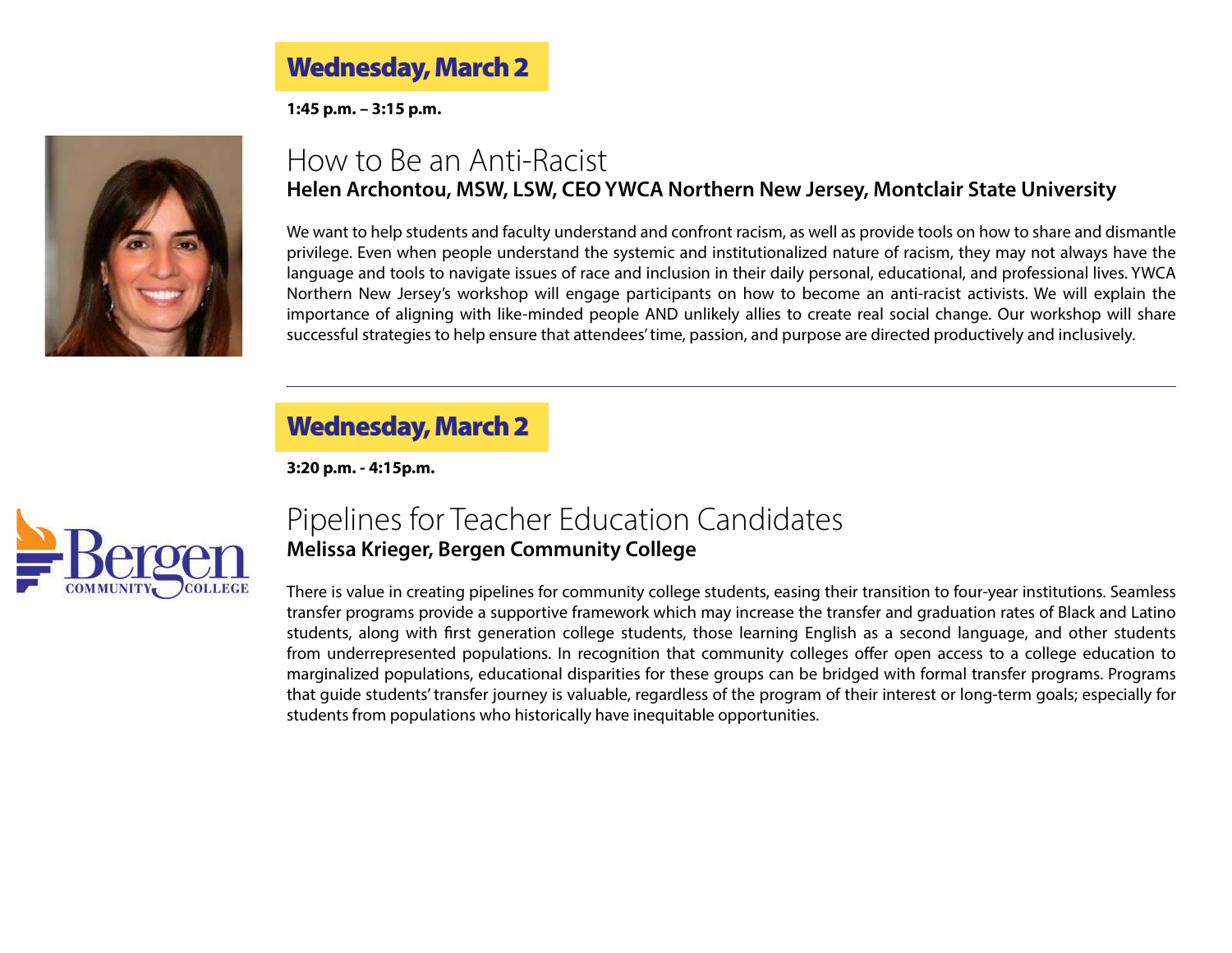## Wednesday, March 2

**1:45 p.m. – 3:15 p.m.**

### How to Be an Anti-Racist

**Helen Archontou, MSW, LSW, CEO YWCA Northern New Jersey, Montclair State University**

We want to help students and faculty understand and confront racism, as well as provide tools on how to share and dismantle privilege. Even when people understand the systemic and institutionalized nature of racism, they may not always have the language and tools to navigate issues of race and inclusion in their daily personal, educational, and professional lives. YWCA Northern New Jersey's workshop will engage participants on how to become an anti-racist activists. We will explain the importance of aligning with like-minded people AND unlikely allies to create real social change. Our workshop will share successful strategies to help ensure that attendees' time, passion, and purpose are directed productively and inclusively.

---

## Wednesday, March 2

**3:20 p.m. - 4:15p.m.**

### Pipelines for Teacher Education Candidates

**Melissa Krieger, Bergen Community College**

There is value in creating pipelines for community college students, easing their transition to four-year institutions. Seamless transfer programs provide a supportive framework which may increase the transfer and graduation rates of Black and Latino students, along with first generation college students, those learning English as a second language, and other students from underrepresented populations. In recognition that community colleges offer open access to a college education to marginalized populations, educational disparities for these groups can be bridged with formal transfer programs. Programs that guide students' transfer journey is valuable, regardless of the program of their interest or long-term goals; especially for students from populations who historically have inequitable opportunities.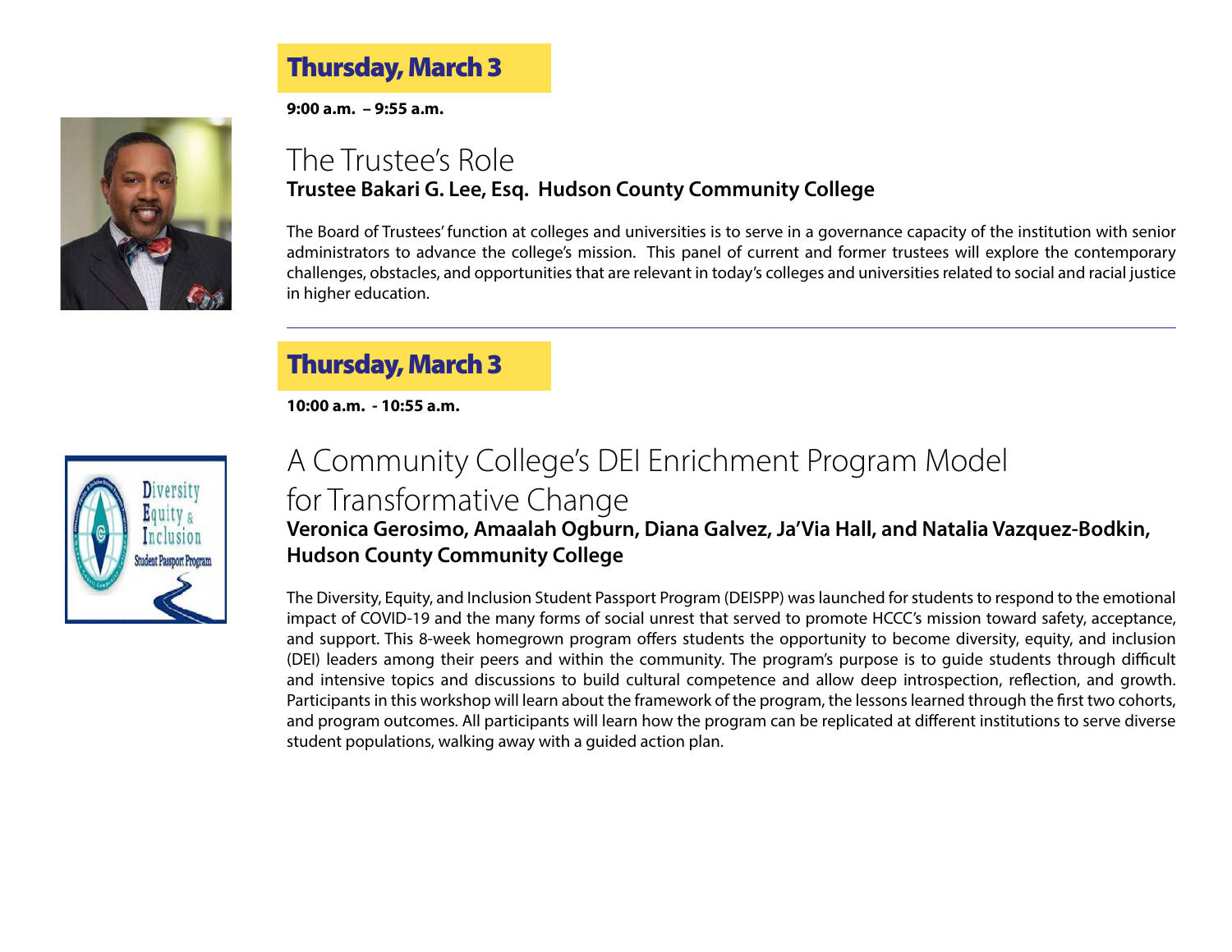## Thursday, March 3

**9:00 a.m. – 9:55 a.m.**

### The Trustee's Role

**Trustee Bakari G. Lee, Esq. Hudson County Community College**

The Board of Trustees' function at colleges and universities is to serve in a governance capacity of the institution with senior administrators to advance the college's mission. This panel of current and former trustees will explore the contemporary challenges, obstacles, and opportunities that are relevant in today's colleges and universities related to social and racial justice in higher education.

---

## Thursday, March 3

**10:00 a.m. - 10:55 a.m.**

### A Community College's DEI Enrichment Program Model for Transformative Change

**Veronica Gerosimo, Amaalah Ogburn, Diana Galvez, Ja'Via Hall, and Natalia Vazquez-Bodkin, Hudson County Community College**

The Diversity, Equity, and Inclusion Student Passport Program (DEISPP) was launched for students to respond to the emotional impact of COVID-19 and the many forms of social unrest that served to promote HCCC's mission toward safety, acceptance, and support. This 8-week homegrown program offers students the opportunity to become diversity, equity, and inclusion (DEI) leaders among their peers and within the community. The program's purpose is to guide students through difficult and intensive topics and discussions to build cultural competence and allow deep introspection, reflection, and growth. Participants in this workshop will learn about the framework of the program, the lessons learned through the first two cohorts, and program outcomes. All participants will learn how the program can be replicated at different institutions to serve diverse student populations, walking away with a guided action plan.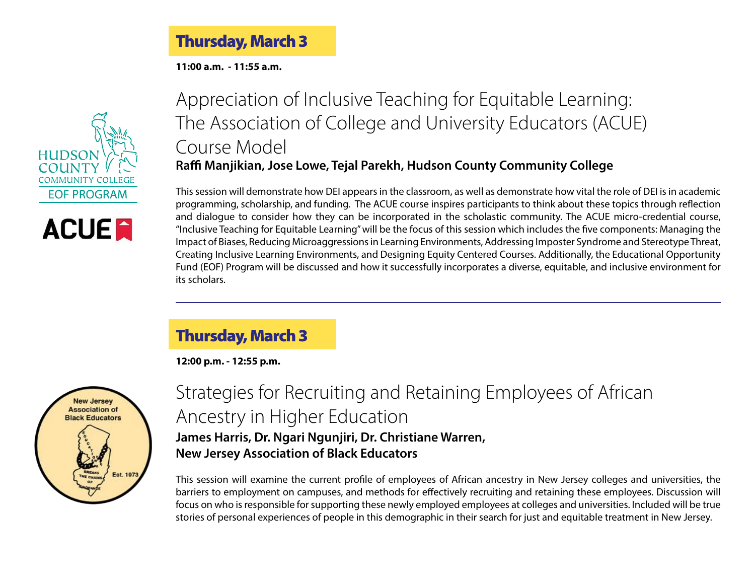## Thursday, March 3

**11:00 a.m. - 11:55 a.m.**

### Appreciation of Inclusive Teaching for Equitable Learning: The Association of College and University Educators (ACUE) Course Model

**Raffi Manjikian, Jose Lowe, Tejal Parekh, Hudson County Community College**

This session will demonstrate how DEI appears in the classroom, as well as demonstrate how vital the role of DEI is in academic programming, scholarship, and funding. The ACUE course inspires participants to think about these topics through reflection and dialogue to consider how they can be incorporated in the scholastic community. The ACUE micro-credential course, "Inclusive Teaching for Equitable Learning" will be the focus of this session which includes the five components: Managing the Impact of Biases, Reducing Microaggressions in Learning Environments, Addressing Imposter Syndrome and Stereotype Threat, Creating Inclusive Learning Environments, and Designing Equity Centered Courses. Additionally, the Educational Opportunity Fund (EOF) Program will be discussed and how it successfully incorporates a diverse, equitable, and inclusive environment for its scholars.

---

## Thursday, March 3

**12:00 p.m. - 12:55 p.m.**

### Strategies for Recruiting and Retaining Employees of African Ancestry in Higher Education

**James Harris, Dr. Ngari Ngunjiri, Dr. Christiane Warren, New Jersey Association of Black Educators**

This session will examine the current profile of employees of African ancestry in New Jersey colleges and universities, the barriers to employment on campuses, and methods for effectively recruiting and retaining these employees. Discussion will focus on who is responsible for supporting these newly employed employees at colleges and universities. Included will be true stories of personal experiences of people in this demographic in their search for just and equitable treatment in New Jersey.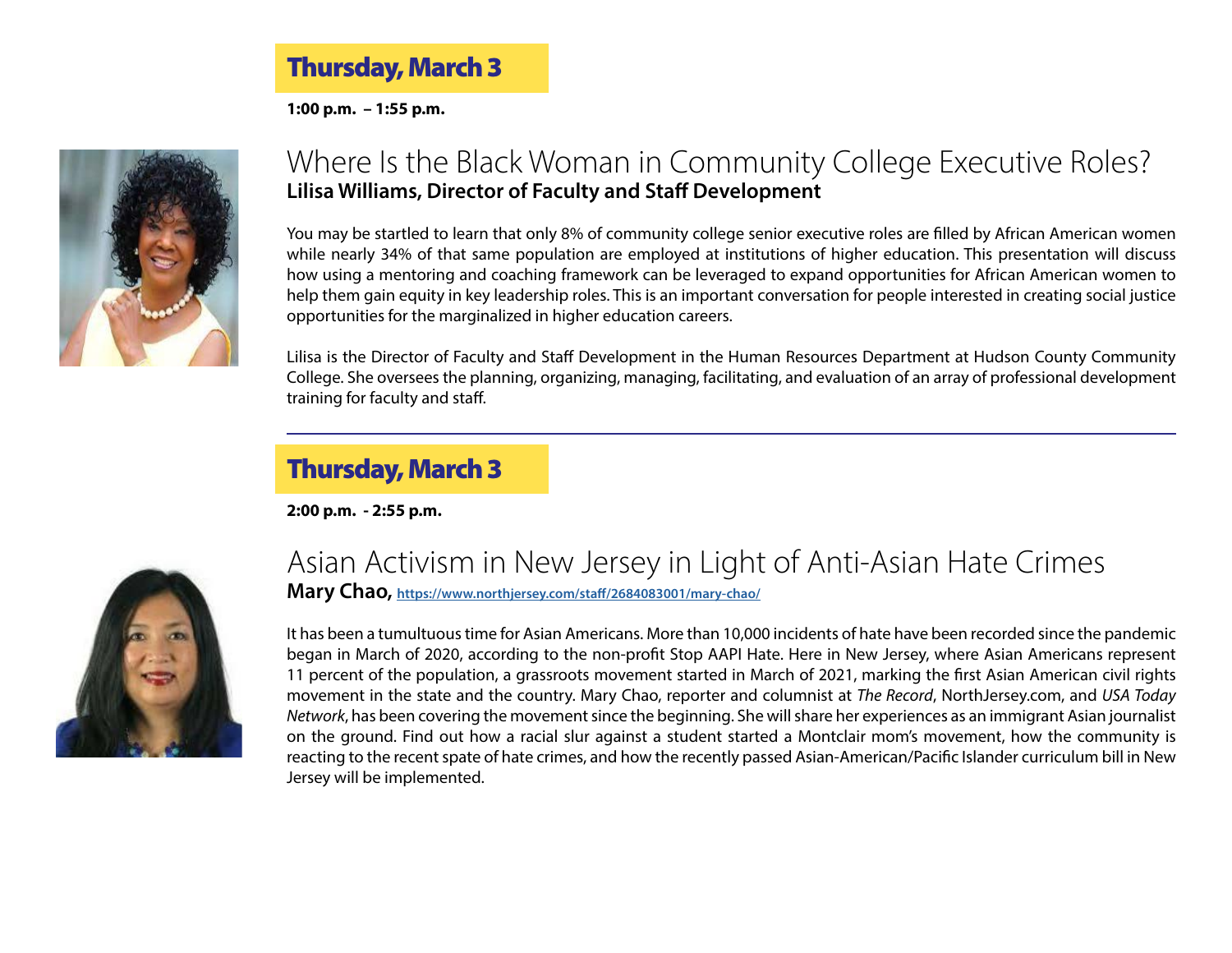## Thursday, March 3

**1:00 p.m. – 1:55 p.m.**

# Where Is the Black Woman in Community College Executive Roles?

**Lilisa Williams, Director of Faculty and Staff Development**

You may be startled to learn that only 8% of community college senior executive roles are filled by African American women while nearly 34% of that same population are employed at institutions of higher education. This presentation will discuss how using a mentoring and coaching framework can be leveraged to expand opportunities for African American women to help them gain equity in key leadership roles. This is an important conversation for people interested in creating social justice opportunities for the marginalized in higher education careers.

Lilisa is the Director of Faculty and Staff Development in the Human Resources Department at Hudson County Community College. She oversees the planning, organizing, managing, facilitating, and evaluation of an array of professional development training for faculty and staff.

---

## Thursday, March 3

**2:00 p.m. - 2:55 p.m.**

# Asian Activism in New Jersey in Light of Anti-Asian Hate Crimes

**Mary Chao,** https://www.northjersey.com/staff/2684083001/mary-chao/

It has been a tumultuous time for Asian Americans. More than 10,000 incidents of hate have been recorded since the pandemic began in March of 2020, according to the non-profit Stop AAPI Hate. Here in New Jersey, where Asian Americans represent 11 percent of the population, a grassroots movement started in March of 2021, marking the first Asian American civil rights movement in the state and the country. Mary Chao, reporter and columnist at *The Record*, NorthJersey.com, and *USA Today Network*, has been covering the movement since the beginning. She will share her experiences as an immigrant Asian journalist on the ground. Find out how a racial slur against a student started a Montclair mom's movement, how the community is reacting to the recent spate of hate crimes, and how the recently passed Asian-American/Pacific Islander curriculum bill in New Jersey will be implemented.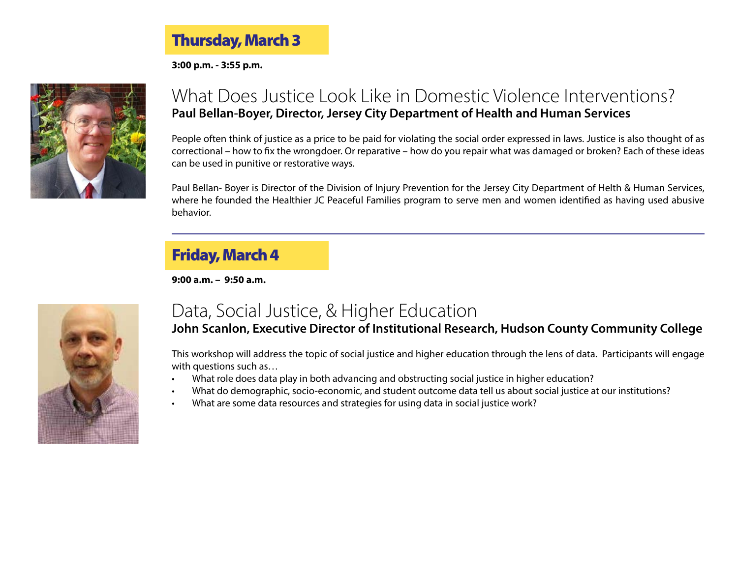## Thursday, March 3

**3:00 p.m. - 3:55 p.m.**

### What Does Justice Look Like in Domestic Violence Interventions?

**Paul Bellan-Boyer, Director, Jersey City Department of Health and Human Services**

People often think of justice as a price to be paid for violating the social order expressed in laws. Justice is also thought of as correctional – how to fix the wrongdoer. Or reparative – how do you repair what was damaged or broken? Each of these ideas can be used in punitive or restorative ways.

Paul Bellan- Boyer is Director of the Division of Injury Prevention for the Jersey City Department of Helth & Human Services, where he founded the Healthier JC Peaceful Families program to serve men and women identified as having used abusive behavior.

---

## Friday, March 4

**9:00 a.m. – 9:50 a.m.**

### Data, Social Justice, & Higher Education

**John Scanlon, Executive Director of Institutional Research, Hudson County Community College**

This workshop will address the topic of social justice and higher education through the lens of data. Participants will engage with questions such as…

- What role does data play in both advancing and obstructing social justice in higher education?
- What do demographic, socio-economic, and student outcome data tell us about social justice at our institutions?
- What are some data resources and strategies for using data in social justice work?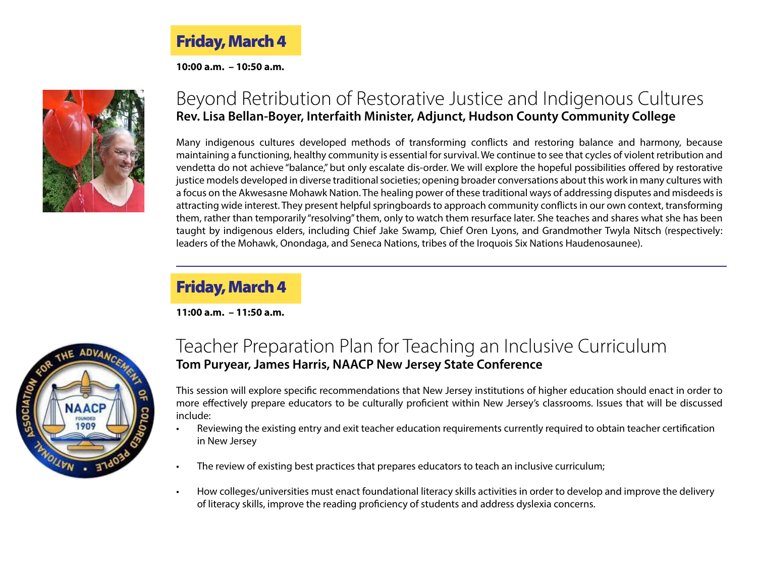## Friday, March 4

**10:00 a.m. – 10:50 a.m.**

### Beyond Retribution of Restorative Justice and Indigenous Cultures

**Rev. Lisa Bellan-Boyer, Interfaith Minister, Adjunct, Hudson County Community College**

Many indigenous cultures developed methods of transforming conflicts and restoring balance and harmony, because maintaining a functioning, healthy community is essential for survival. We continue to see that cycles of violent retribution and vendetta do not achieve "balance," but only escalate dis-order. We will explore the hopeful possibilities offered by restorative justice models developed in diverse traditional societies; opening broader conversations about this work in many cultures with a focus on the Akwesasne Mohawk Nation. The healing power of these traditional ways of addressing disputes and misdeeds is attracting wide interest. They present helpful springboards to approach community conflicts in our own context, transforming them, rather than temporarily "resolving" them, only to watch them resurface later. She teaches and shares what she has been taught by indigenous elders, including Chief Jake Swamp, Chief Oren Lyons, and Grandmother Twyla Nitsch (respectively: leaders of the Mohawk, Onondaga, and Seneca Nations, tribes of the Iroquois Six Nations Haudenosaunee).

---

## Friday, March 4

**11:00 a.m. – 11:50 a.m.**

### Teacher Preparation Plan for Teaching an Inclusive Curriculum

**Tom Puryear, James Harris, NAACP New Jersey State Conference**

This session will explore specific recommendations that New Jersey institutions of higher education should enact in order to more effectively prepare educators to be culturally proficient within New Jersey's classrooms. Issues that will be discussed include:

- Reviewing the existing entry and exit teacher education requirements currently required to obtain teacher certification in New Jersey
- The review of existing best practices that prepares educators to teach an inclusive curriculum;
- How colleges/universities must enact foundational literacy skills activities in order to develop and improve the delivery of literacy skills, improve the reading proficiency of students and address dyslexia concerns.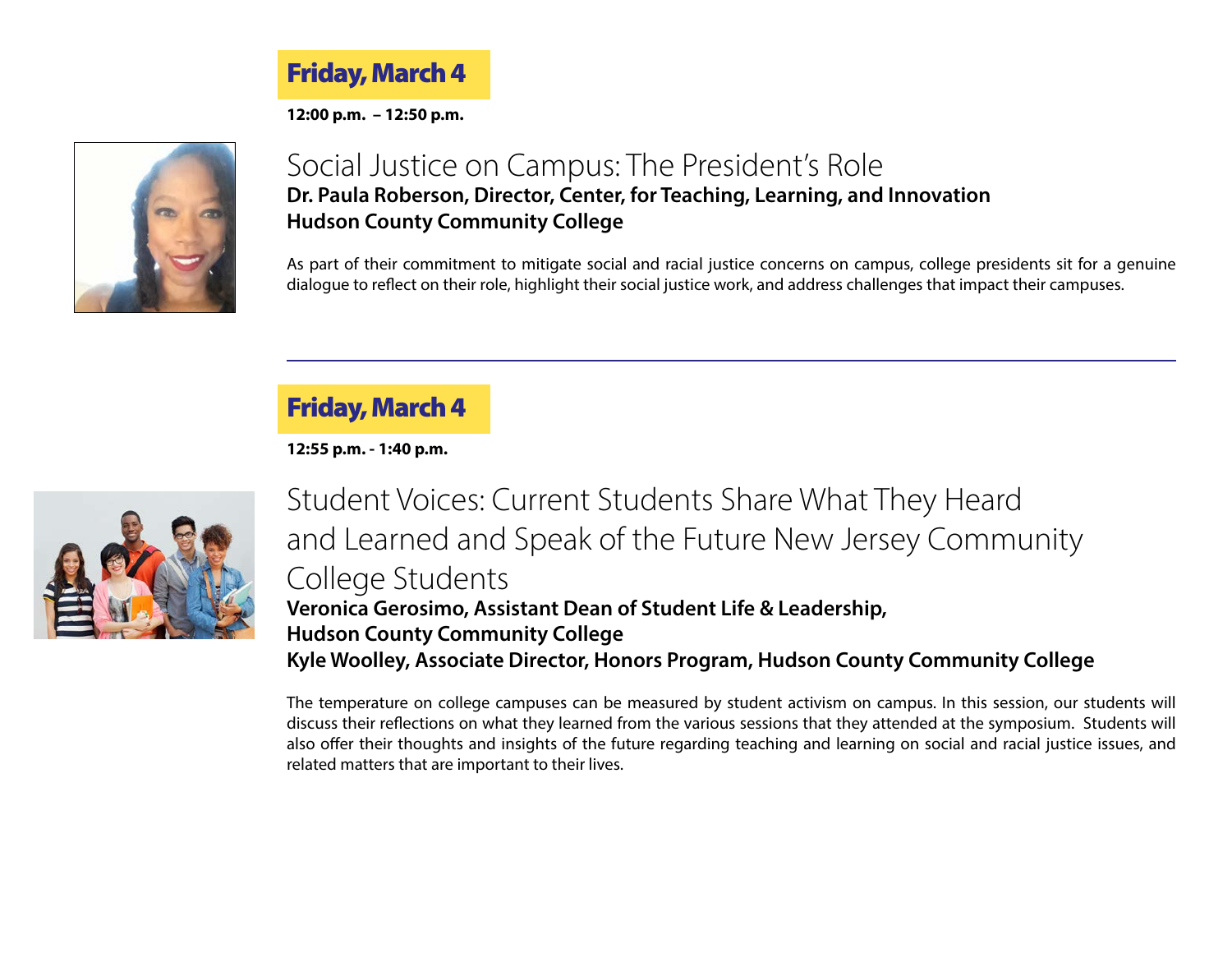## Friday, March 4

**12:00 p.m. – 12:50 p.m.**

### Social Justice on Campus: The President's Role

**Dr. Paula Roberson, Director, Center, for Teaching, Learning, and Innovation**
**Hudson County Community College**

As part of their commitment to mitigate social and racial justice concerns on campus, college presidents sit for a genuine dialogue to reflect on their role, highlight their social justice work, and address challenges that impact their campuses.

---

## Friday, March 4

**12:55 p.m. - 1:40 p.m.**

### Student Voices: Current Students Share What They Heard and Learned and Speak of the Future New Jersey Community College Students

**Veronica Gerosimo, Assistant Dean of Student Life & Leadership,**
**Hudson County Community College**
**Kyle Woolley, Associate Director, Honors Program, Hudson County Community College**

The temperature on college campuses can be measured by student activism on campus. In this session, our students will discuss their reflections on what they learned from the various sessions that they attended at the symposium. Students will also offer their thoughts and insights of the future regarding teaching and learning on social and racial justice issues, and related matters that are important to their lives.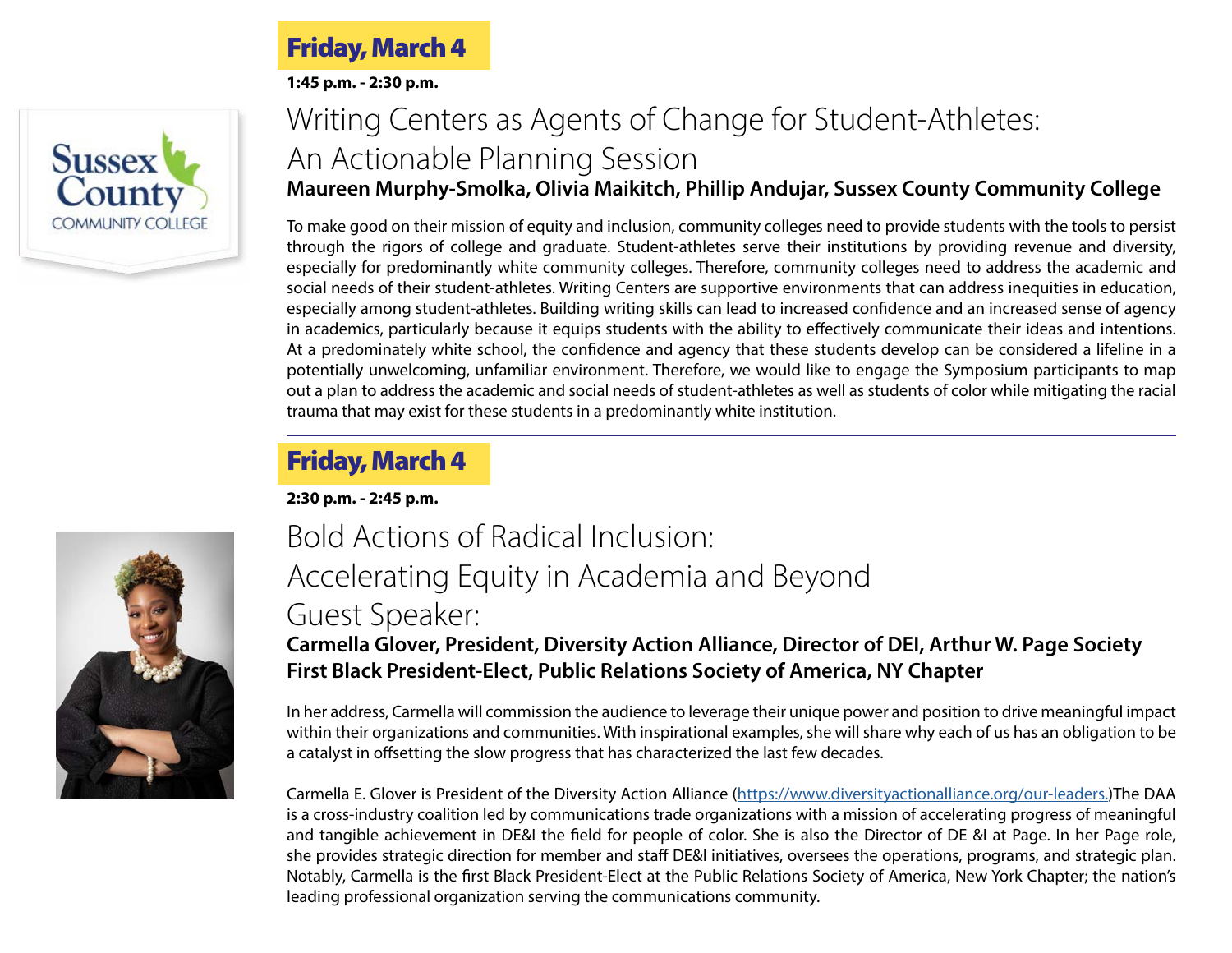## Friday, March 4

**1:45 p.m. - 2:30 p.m.**

### Writing Centers as Agents of Change for Student-Athletes: An Actionable Planning Session

**Maureen Murphy-Smolka, Olivia Maikitch, Phillip Andujar, Sussex County Community College**

To make good on their mission of equity and inclusion, community colleges need to provide students with the tools to persist through the rigors of college and graduate. Student-athletes serve their institutions by providing revenue and diversity, especially for predominantly white community colleges. Therefore, community colleges need to address the academic and social needs of their student-athletes. Writing Centers are supportive environments that can address inequities in education, especially among student-athletes. Building writing skills can lead to increased confidence and an increased sense of agency in academics, particularly because it equips students with the ability to effectively communicate their ideas and intentions. At a predominately white school, the confidence and agency that these students develop can be considered a lifeline in a potentially unwelcoming, unfamiliar environment. Therefore, we would like to engage the Symposium participants to map out a plan to address the academic and social needs of student-athletes as well as students of color while mitigating the racial trauma that may exist for these students in a predominantly white institution.

---

## Friday, March 4

**2:30 p.m. - 2:45 p.m.**

### Bold Actions of Radical Inclusion: Accelerating Equity in Academia and Beyond

### Guest Speaker:

**Carmella Glover, President, Diversity Action Alliance, Director of DEI, Arthur W. Page Society**
**First Black President-Elect, Public Relations Society of America, NY Chapter**

In her address, Carmella will commission the audience to leverage their unique power and position to drive meaningful impact within their organizations and communities. With inspirational examples, she will share why each of us has an obligation to be a catalyst in offsetting the slow progress that has characterized the last few decades.

Carmella E. Glover is President of the Diversity Action Alliance (https://www.diversityactionalliance.org/our-leaders.)The DAA is a cross-industry coalition led by communications trade organizations with a mission of accelerating progress of meaningful and tangible achievement in DE&I the field for people of color. She is also the Director of DE &I at Page. In her Page role, she provides strategic direction for member and staff DE&I initiatives, oversees the operations, programs, and strategic plan. Notably, Carmella is the first Black President-Elect at the Public Relations Society of America, New York Chapter; the nation's leading professional organization serving the communications community.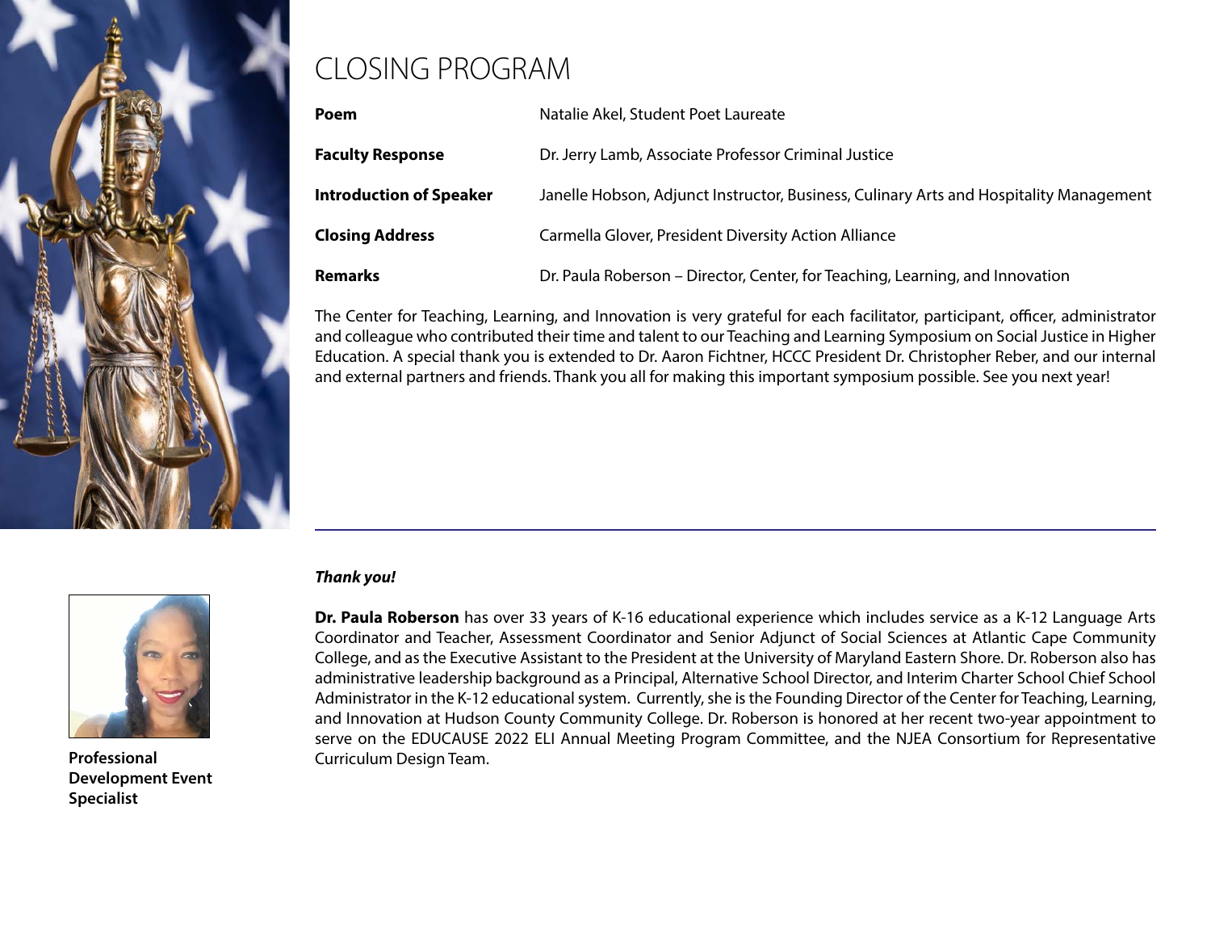# CLOSING PROGRAM

| | |
|---|---|
| **Poem** | Natalie Akel, Student Poet Laureate |
| **Faculty Response** | Dr. Jerry Lamb, Associate Professor Criminal Justice |
| **Introduction of Speaker** | Janelle Hobson, Adjunct Instructor, Business, Culinary Arts and Hospitality Management |
| **Closing Address** | Carmella Glover, President Diversity Action Alliance |
| **Remarks** | Dr. Paula Roberson – Director, Center, for Teaching, Learning, and Innovation |

The Center for Teaching, Learning, and Innovation is very grateful for each facilitator, participant, officer, administrator and colleague who contributed their time and talent to our Teaching and Learning Symposium on Social Justice in Higher Education. A special thank you is extended to Dr. Aaron Fichtner, HCCC President Dr. Christopher Reber, and our internal and external partners and friends. Thank you all for making this important symposium possible. See you next year!

***Thank you!***

**Dr. Paula Roberson** has over 33 years of K-16 educational experience which includes service as a K-12 Language Arts Coordinator and Teacher, Assessment Coordinator and Senior Adjunct of Social Sciences at Atlantic Cape Community College, and as the Executive Assistant to the President at the University of Maryland Eastern Shore. Dr. Roberson also has administrative leadership background as a Principal, Alternative School Director, and Interim Charter School Chief School Administrator in the K-12 educational system. Currently, she is the Founding Director of the Center for Teaching, Learning, and Innovation at Hudson County Community College. Dr. Roberson is honored at her recent two-year appointment to serve on the EDUCAUSE 2022 ELI Annual Meeting Program Committee, and the NJEA Consortium for Representative Curriculum Design Team.

**Professional Development Event Specialist**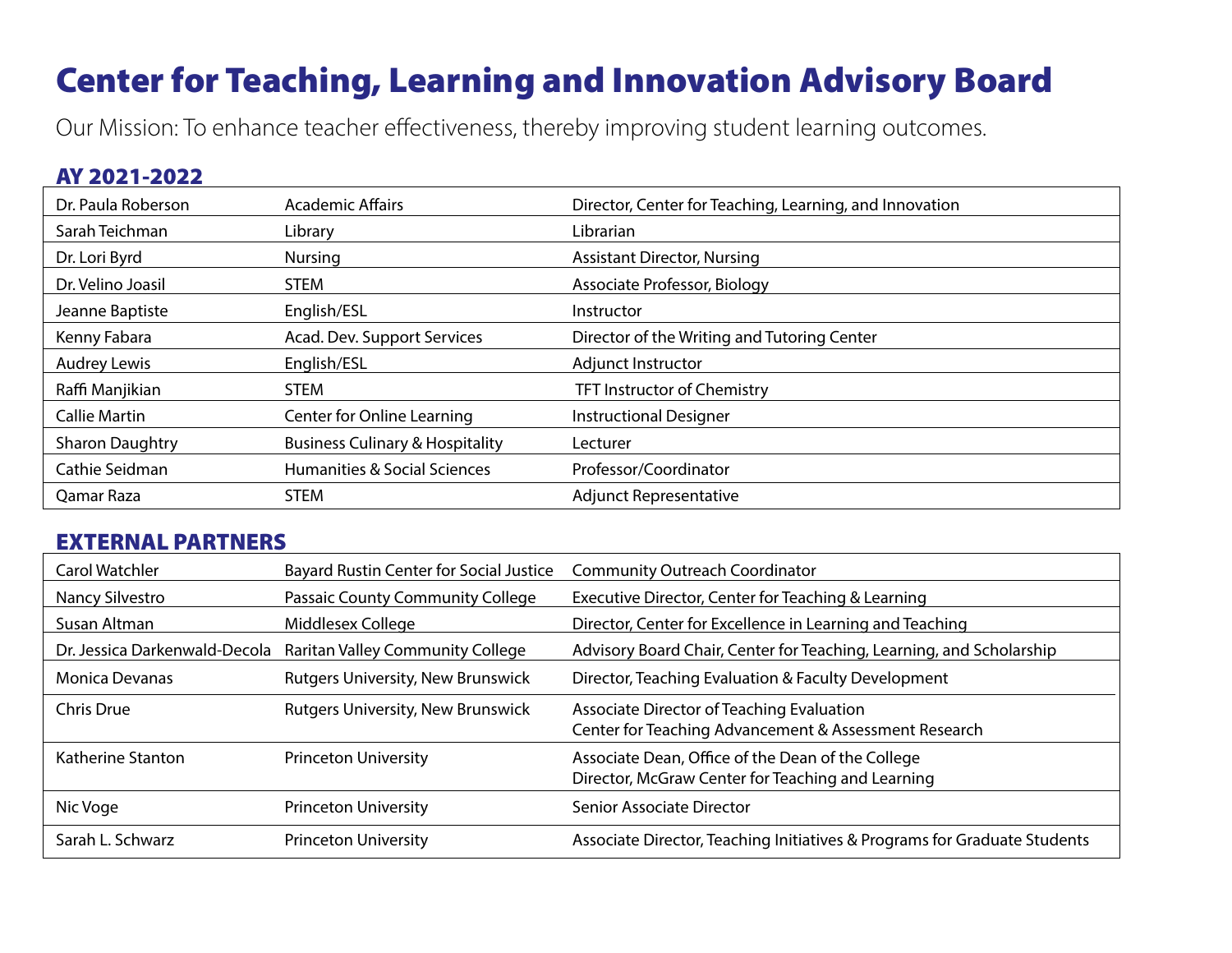# Center for Teaching, Learning and Innovation Advisory Board

Our Mission: To enhance teacher effectiveness, thereby improving student learning outcomes.

## AY 2021-2022

| | | |
|---|---|---|
| Dr. Paula Roberson | Academic Affairs | Director, Center for Teaching, Learning, and Innovation |
| Sarah Teichman | Library | Librarian |
| Dr. Lori Byrd | Nursing | Assistant Director, Nursing |
| Dr. Velino Joasil | STEM | Associate Professor, Biology |
| Jeanne Baptiste | English/ESL | Instructor |
| Kenny Fabara | Acad. Dev. Support Services | Director of the Writing and Tutoring Center |
| Audrey Lewis | English/ESL | Adjunct Instructor |
| Raffi Manjikian | STEM | TFT Instructor of Chemistry |
| Callie Martin | Center for Online Learning | Instructional Designer |
| Sharon Daughtry | Business Culinary & Hospitality | Lecturer |
| Cathie Seidman | Humanities & Social Sciences | Professor/Coordinator |
| Qamar Raza | STEM | Adjunct Representative |

## EXTERNAL PARTNERS

| | | |
|---|---|---|
| Carol Watchler | Bayard Rustin Center for Social Justice | Community Outreach Coordinator |
| Nancy Silvestro | Passaic County Community College | Executive Director, Center for Teaching & Learning |
| Susan Altman | Middlesex College | Director, Center for Excellence in Learning and Teaching |
| Dr. Jessica Darkenwald-Decola | Raritan Valley Community College | Advisory Board Chair, Center for Teaching, Learning, and Scholarship |
| Monica Devanas | Rutgers University, New Brunswick | Director, Teaching Evaluation & Faculty Development |
| Chris Drue | Rutgers University, New Brunswick | Associate Director of Teaching Evaluation<br>Center for Teaching Advancement & Assessment Research |
| Katherine Stanton | Princeton University | Associate Dean, Office of the Dean of the College<br>Director, McGraw Center for Teaching and Learning |
| Nic Voge | Princeton University | Senior Associate Director |
| Sarah L. Schwarz | Princeton University | Associate Director, Teaching Initiatives & Programs for Graduate Students |